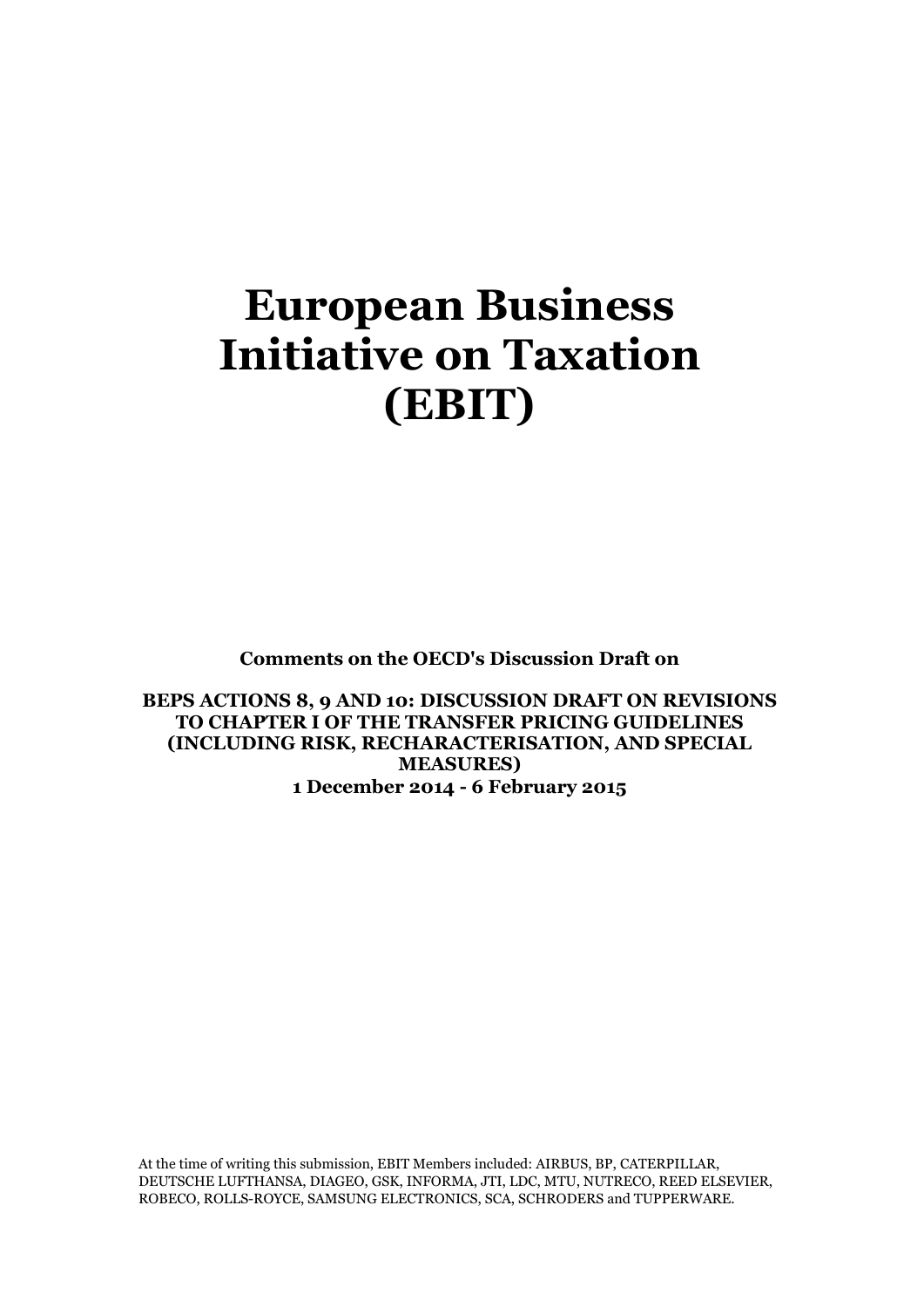# European Business Initiative on Taxation (EBIT)

**Comments on the OECD's Discussion Draft on**

**BEPS ACTIONS 8, 9 AND 10: DISCUSSION DRAFT ON REVISIONS TO CHAPTER I OF THE TRANSFER PRICING GUIDELINES (INCLUDING RISK, RECHARACTERISATION, AND SPECIAL MEASURES)**
**1 December 2014 - 6 February 2015**

At the time of writing this submission, EBIT Members included: AIRBUS, BP, CATERPILLAR, DEUTSCHE LUFTHANSA, DIAGEO, GSK, INFORMA, JTI, LDC, MTU, NUTRECO, REED ELSEVIER, ROBECO, ROLLS-ROYCE, SAMSUNG ELECTRONICS, SCA, SCHRODERS and TUPPERWARE.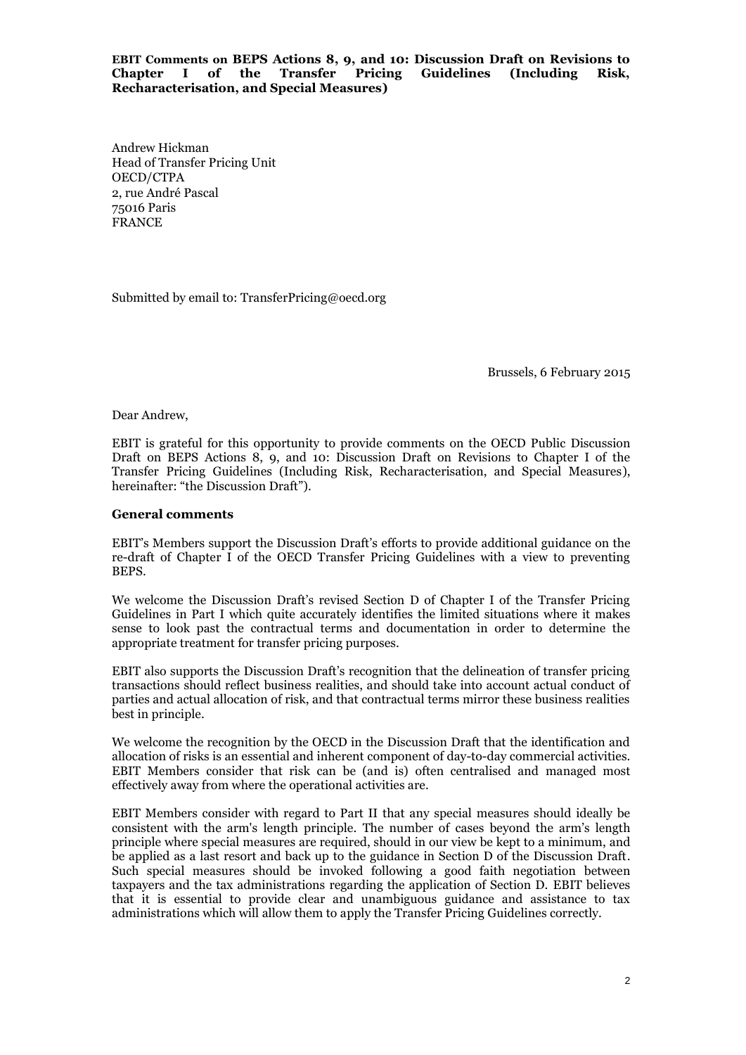**EBIT Comments on BEPS Actions 8, 9, and 10: Discussion Draft on Revisions to Chapter I of the Transfer Pricing Guidelines (Including Risk, Recharacterisation, and Special Measures)**

Andrew Hickman
Head of Transfer Pricing Unit
OECD/CTPA
2, rue André Pascal
75016 Paris
FRANCE

Submitted by email to: TransferPricing@oecd.org

Brussels, 6 February 2015

Dear Andrew,

EBIT is grateful for this opportunity to provide comments on the OECD Public Discussion Draft on BEPS Actions 8, 9, and 10: Discussion Draft on Revisions to Chapter I of the Transfer Pricing Guidelines (Including Risk, Recharacterisation, and Special Measures), hereinafter: "the Discussion Draft").

**General comments**

EBIT's Members support the Discussion Draft's efforts to provide additional guidance on the re-draft of Chapter I of the OECD Transfer Pricing Guidelines with a view to preventing BEPS.

We welcome the Discussion Draft's revised Section D of Chapter I of the Transfer Pricing Guidelines in Part I which quite accurately identifies the limited situations where it makes sense to look past the contractual terms and documentation in order to determine the appropriate treatment for transfer pricing purposes.

EBIT also supports the Discussion Draft's recognition that the delineation of transfer pricing transactions should reflect business realities, and should take into account actual conduct of parties and actual allocation of risk, and that contractual terms mirror these business realities best in principle.

We welcome the recognition by the OECD in the Discussion Draft that the identification and allocation of risks is an essential and inherent component of day-to-day commercial activities. EBIT Members consider that risk can be (and is) often centralised and managed most effectively away from where the operational activities are.

EBIT Members consider with regard to Part II that any special measures should ideally be consistent with the arm's length principle. The number of cases beyond the arm's length principle where special measures are required, should in our view be kept to a minimum, and be applied as a last resort and back up to the guidance in Section D of the Discussion Draft. Such special measures should be invoked following a good faith negotiation between taxpayers and the tax administrations regarding the application of Section D. EBIT believes that it is essential to provide clear and unambiguous guidance and assistance to tax administrations which will allow them to apply the Transfer Pricing Guidelines correctly.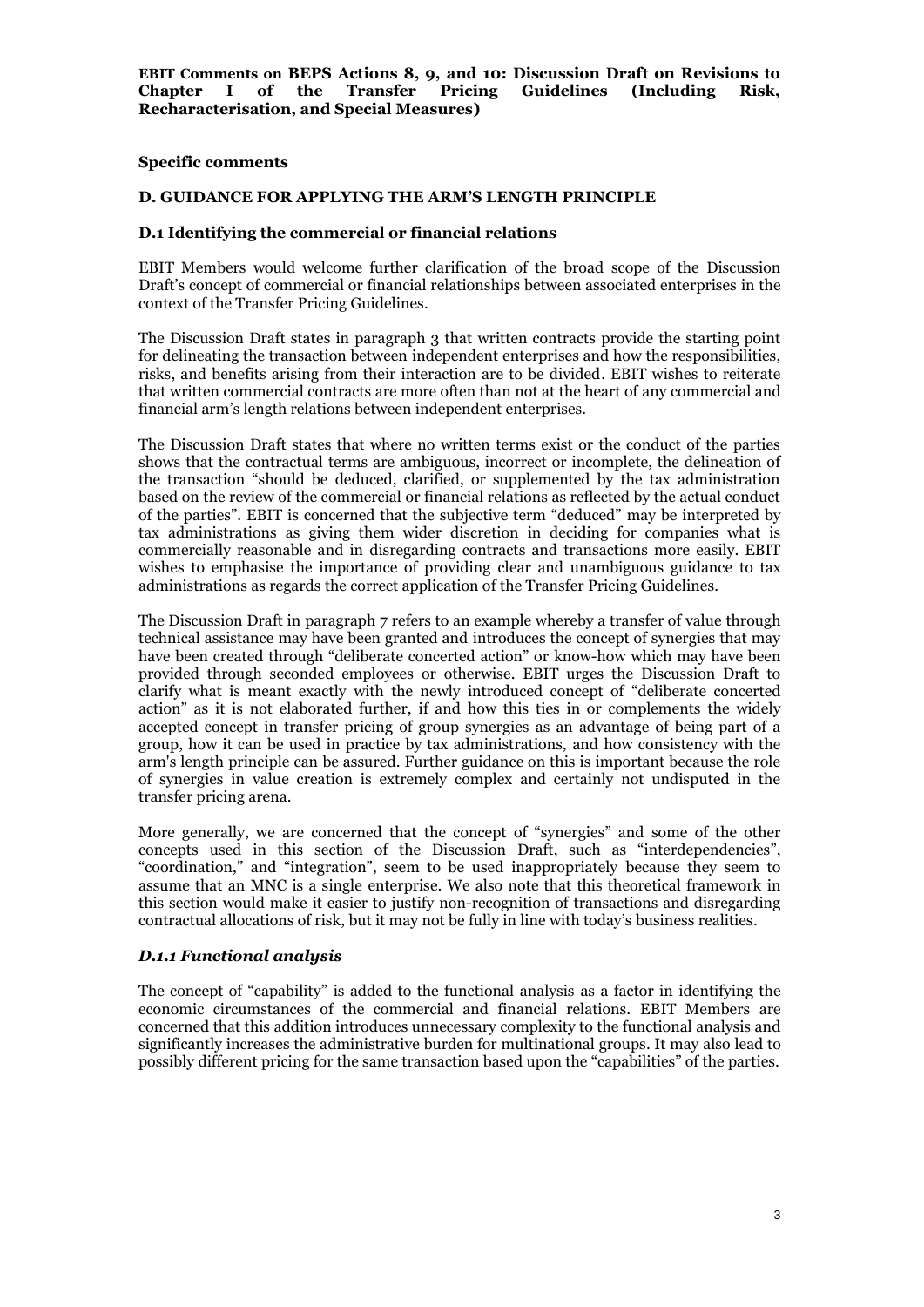**EBIT Comments on BEPS Actions 8, 9, and 10: Discussion Draft on Revisions to Chapter I of the Transfer Pricing Guidelines (Including Risk, Recharacterisation, and Special Measures)**

**Specific comments**

**D. GUIDANCE FOR APPLYING THE ARM'S LENGTH PRINCIPLE**

**D.1 Identifying the commercial or financial relations**

EBIT Members would welcome further clarification of the broad scope of the Discussion Draft's concept of commercial or financial relationships between associated enterprises in the context of the Transfer Pricing Guidelines.

The Discussion Draft states in paragraph 3 that written contracts provide the starting point for delineating the transaction between independent enterprises and how the responsibilities, risks, and benefits arising from their interaction are to be divided. EBIT wishes to reiterate that written commercial contracts are more often than not at the heart of any commercial and financial arm's length relations between independent enterprises.

The Discussion Draft states that where no written terms exist or the conduct of the parties shows that the contractual terms are ambiguous, incorrect or incomplete, the delineation of the transaction "should be deduced, clarified, or supplemented by the tax administration based on the review of the commercial or financial relations as reflected by the actual conduct of the parties". EBIT is concerned that the subjective term "deduced" may be interpreted by tax administrations as giving them wider discretion in deciding for companies what is commercially reasonable and in disregarding contracts and transactions more easily. EBIT wishes to emphasise the importance of providing clear and unambiguous guidance to tax administrations as regards the correct application of the Transfer Pricing Guidelines.

The Discussion Draft in paragraph 7 refers to an example whereby a transfer of value through technical assistance may have been granted and introduces the concept of synergies that may have been created through "deliberate concerted action" or know-how which may have been provided through seconded employees or otherwise. EBIT urges the Discussion Draft to clarify what is meant exactly with the newly introduced concept of "deliberate concerted action" as it is not elaborated further, if and how this ties in or complements the widely accepted concept in transfer pricing of group synergies as an advantage of being part of a group, how it can be used in practice by tax administrations, and how consistency with the arm's length principle can be assured. Further guidance on this is important because the role of synergies in value creation is extremely complex and certainly not undisputed in the transfer pricing arena.

More generally, we are concerned that the concept of "synergies" and some of the other concepts used in this section of the Discussion Draft, such as "interdependencies", "coordination," and "integration", seem to be used inappropriately because they seem to assume that an MNC is a single enterprise. We also note that this theoretical framework in this section would make it easier to justify non-recognition of transactions and disregarding contractual allocations of risk, but it may not be fully in line with today's business realities.

***D.1.1 Functional analysis***

The concept of "capability" is added to the functional analysis as a factor in identifying the economic circumstances of the commercial and financial relations. EBIT Members are concerned that this addition introduces unnecessary complexity to the functional analysis and significantly increases the administrative burden for multinational groups. It may also lead to possibly different pricing for the same transaction based upon the "capabilities" of the parties.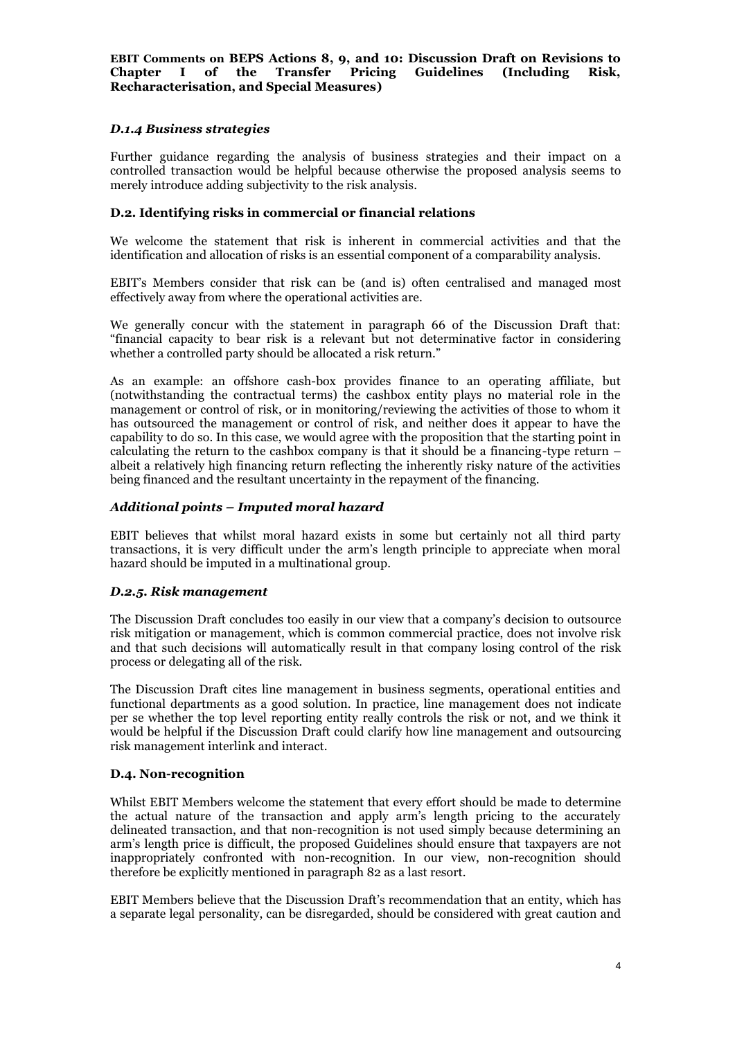## D.1.4 Business strategies

Further guidance regarding the analysis of business strategies and their impact on a controlled transaction would be helpful because otherwise the proposed analysis seems to merely introduce adding subjectivity to the risk analysis.

## D.2. Identifying risks in commercial or financial relations

We welcome the statement that risk is inherent in commercial activities and that the identification and allocation of risks is an essential component of a comparability analysis.

EBIT's Members consider that risk can be (and is) often centralised and managed most effectively away from where the operational activities are.

We generally concur with the statement in paragraph 66 of the Discussion Draft that: "financial capacity to bear risk is a relevant but not determinative factor in considering whether a controlled party should be allocated a risk return."

As an example: an offshore cash-box provides finance to an operating affiliate, but (notwithstanding the contractual terms) the cashbox entity plays no material role in the management or control of risk, or in monitoring/reviewing the activities of those to whom it has outsourced the management or control of risk, and neither does it appear to have the capability to do so. In this case, we would agree with the proposition that the starting point in calculating the return to the cashbox company is that it should be a financing-type return – albeit a relatively high financing return reflecting the inherently risky nature of the activities being financed and the resultant uncertainty in the repayment of the financing.

## Additional points – Imputed moral hazard

EBIT believes that whilst moral hazard exists in some but certainly not all third party transactions, it is very difficult under the arm's length principle to appreciate when moral hazard should be imputed in a multinational group.

## D.2.5. Risk management

The Discussion Draft concludes too easily in our view that a company's decision to outsource risk mitigation or management, which is common commercial practice, does not involve risk and that such decisions will automatically result in that company losing control of the risk process or delegating all of the risk.

The Discussion Draft cites line management in business segments, operational entities and functional departments as a good solution. In practice, line management does not indicate per se whether the top level reporting entity really controls the risk or not, and we think it would be helpful if the Discussion Draft could clarify how line management and outsourcing risk management interlink and interact.

## D.4. Non-recognition

Whilst EBIT Members welcome the statement that every effort should be made to determine the actual nature of the transaction and apply arm's length pricing to the accurately delineated transaction, and that non-recognition is not used simply because determining an arm's length price is difficult, the proposed Guidelines should ensure that taxpayers are not inappropriately confronted with non-recognition. In our view, non-recognition should therefore be explicitly mentioned in paragraph 82 as a last resort.

EBIT Members believe that the Discussion Draft's recommendation that an entity, which has a separate legal personality, can be disregarded, should be considered with great caution and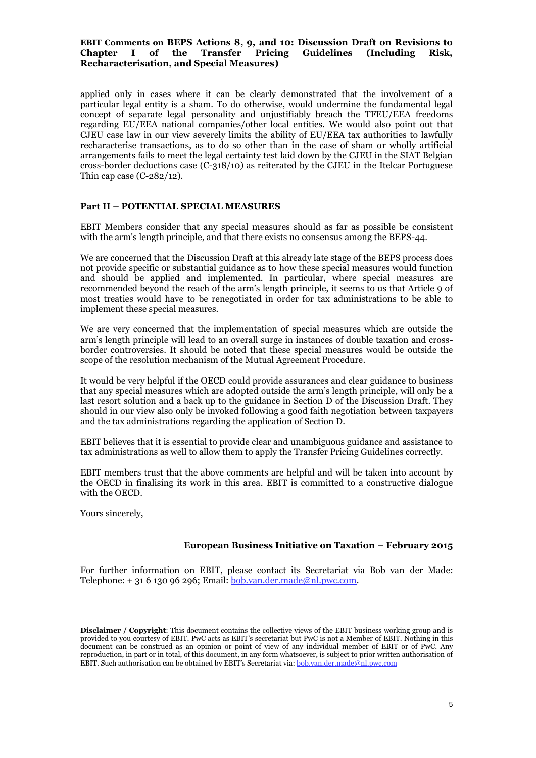applied only in cases where it can be clearly demonstrated that the involvement of a particular legal entity is a sham. To do otherwise, would undermine the fundamental legal concept of separate legal personality and unjustifiably breach the TFEU/EEA freedoms regarding EU/EEA national companies/other local entities. We would also point out that CJEU case law in our view severely limits the ability of EU/EEA tax authorities to lawfully recharacterise transactions, as to do so other than in the case of sham or wholly artificial arrangements fails to meet the legal certainty test laid down by the CJEU in the SIAT Belgian cross-border deductions case (C-318/10) as reiterated by the CJEU in the Itelcar Portuguese Thin cap case (C-282/12).

## Part II – POTENTIAL SPECIAL MEASURES

EBIT Members consider that any special measures should as far as possible be consistent with the arm's length principle, and that there exists no consensus among the BEPS-44.

We are concerned that the Discussion Draft at this already late stage of the BEPS process does not provide specific or substantial guidance as to how these special measures would function and should be applied and implemented. In particular, where special measures are recommended beyond the reach of the arm's length principle, it seems to us that Article 9 of most treaties would have to be renegotiated in order for tax administrations to be able to implement these special measures.

We are very concerned that the implementation of special measures which are outside the arm's length principle will lead to an overall surge in instances of double taxation and cross-border controversies. It should be noted that these special measures would be outside the scope of the resolution mechanism of the Mutual Agreement Procedure.

It would be very helpful if the OECD could provide assurances and clear guidance to business that any special measures which are adopted outside the arm's length principle, will only be a last resort solution and a back up to the guidance in Section D of the Discussion Draft. They should in our view also only be invoked following a good faith negotiation between taxpayers and the tax administrations regarding the application of Section D.

EBIT believes that it is essential to provide clear and unambiguous guidance and assistance to tax administrations as well to allow them to apply the Transfer Pricing Guidelines correctly.

EBIT members trust that the above comments are helpful and will be taken into account by the OECD in finalising its work in this area. EBIT is committed to a constructive dialogue with the OECD.

Yours sincerely,

**European Business Initiative on Taxation – February 2015**

For further information on EBIT, please contact its Secretariat via Bob van der Made: Telephone: + 31 6 130 96 296; Email: bob.van.der.made@nl.pwc.com.

**Disclaimer / Copyright**: This document contains the collective views of the EBIT business working group and is provided to you courtesy of EBIT. PwC acts as EBIT's secretariat but PwC is not a Member of EBIT. Nothing in this document can be construed as an opinion or point of view of any individual member of EBIT or of PwC. Any reproduction, in part or in total, of this document, in any form whatsoever, is subject to prior written authorisation of EBIT. Such authorisation can be obtained by EBIT's Secretariat via: bob.van.der.made@nl.pwc.com